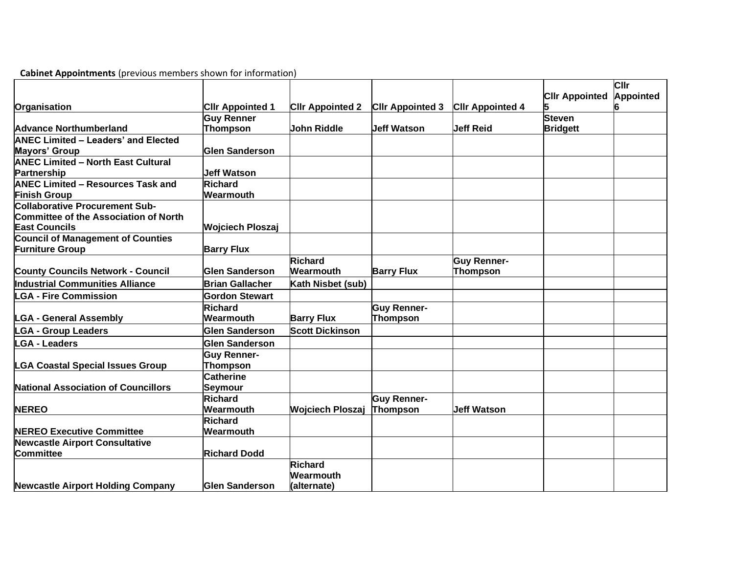**Cabinet Appointments** (previous members shown for information)

| Organisation | Cllr Appointed 1 | Cllr Appointed 2 | Cllr Appointed 3 | Cllr Appointed 4 | Cllr Appointed 5 | Cllr Appointed 6 |
|---|---|---|---|---|---|---|
| Advance Northumberland | Guy Renner Thompson | John Riddle | Jeff Watson | Jeff Reid | Steven Bridgett | |
| ANEC Limited – Leaders' and Elected Mayors' Group | Glen Sanderson | | | | | |
| ANEC Limited – North East Cultural Partnership | Jeff Watson | | | | | |
| ANEC Limited – Resources Task and Finish Group | Richard Wearmouth | | | | | |
| Collaborative Procurement Sub-Committee of the Association of North East Councils | Wojciech Ploszaj | | | | | |
| Council of Management of Counties Furniture Group | Barry Flux | | | | | |
| County Councils Network - Council | Glen Sanderson | Richard Wearmouth | Barry Flux | Guy Renner-Thompson | | |
| Industrial Communities Alliance | Brian Gallacher | Kath Nisbet (sub) | | | | |
| LGA - Fire Commission | Gordon Stewart | | | | | |
| LGA - General Assembly | Richard Wearmouth | Barry Flux | Guy Renner-Thompson | | | |
| LGA - Group Leaders | Glen Sanderson | Scott Dickinson | | | | |
| LGA - Leaders | Glen Sanderson | | | | | |
| LGA Coastal Special Issues Group | Guy Renner-Thompson | | | | | |
| National Association of Councillors | Catherine Seymour | | | | | |
| NEREO | Richard Wearmouth | Wojciech Ploszaj | Guy Renner-Thompson | Jeff Watson | | |
| NEREO Executive Committee | Richard Wearmouth | | | | | |
| Newcastle Airport Consultative Committee | Richard Dodd | | | | | |
| Newcastle Airport Holding Company | Glen Sanderson | Richard Wearmouth (alternate) | | | | |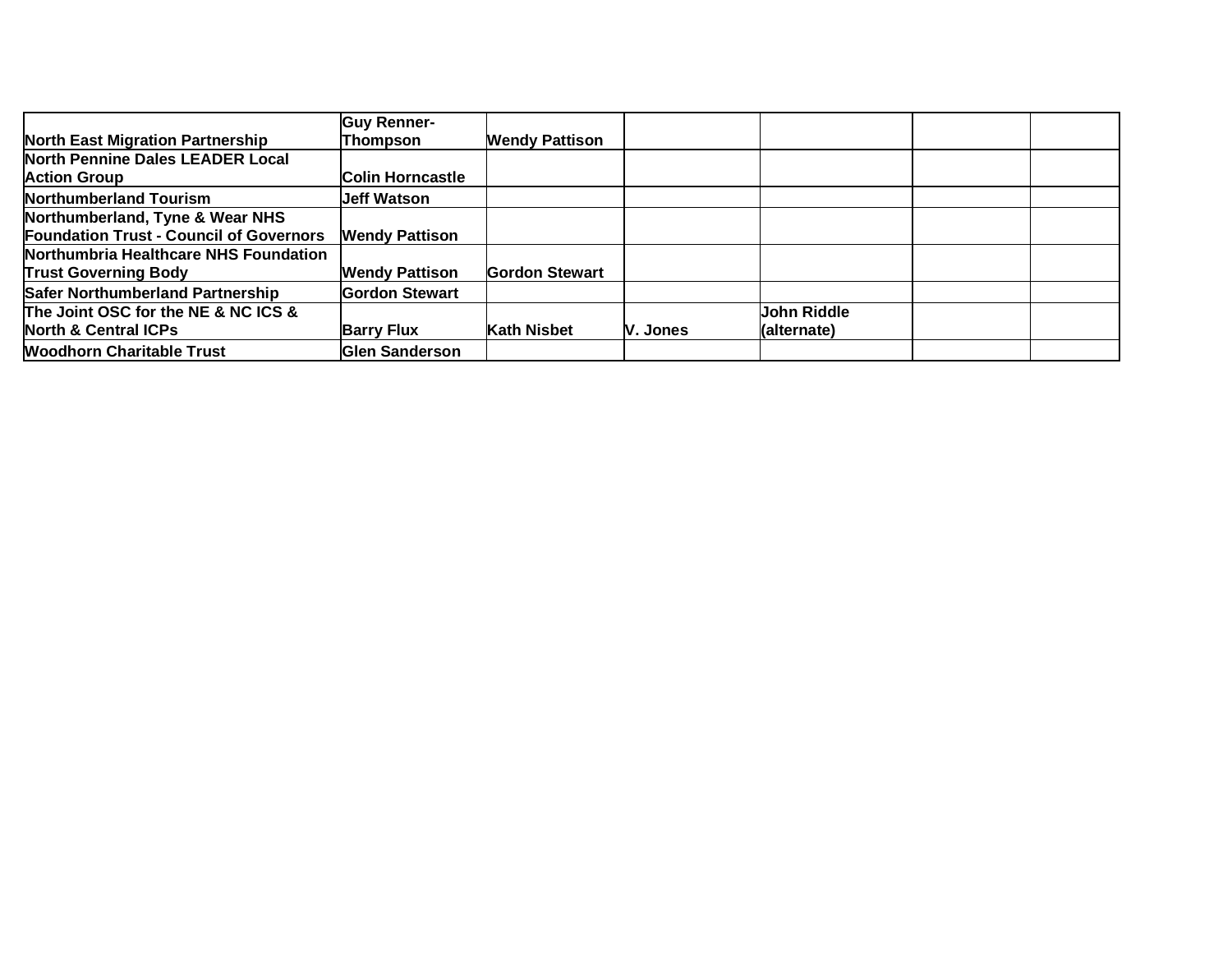| | | | | | | |
|---|---|---|---|---|---|---|
| **North East Migration Partnership** | **Guy Renner-Thompson** | **Wendy Pattison** | | | | |
| **North Pennine Dales LEADER Local Action Group** | **Colin Horncastle** | | | | | |
| **Northumberland Tourism** | **Jeff Watson** | | | | | |
| **Northumberland, Tyne & Wear NHS Foundation Trust - Council of Governors** | **Wendy Pattison** | | | | | |
| **Northumbria Healthcare NHS Foundation Trust Governing Body** | **Wendy Pattison** | **Gordon Stewart** | | | | |
| **Safer Northumberland Partnership** | **Gordon Stewart** | | | | | |
| **The Joint OSC for the NE & NC ICS & North & Central ICPs** | **Barry Flux** | **Kath Nisbet** | **V. Jones** | **John Riddle (alternate)** | | |
| **Woodhorn Charitable Trust** | **Glen Sanderson** | | | | | |